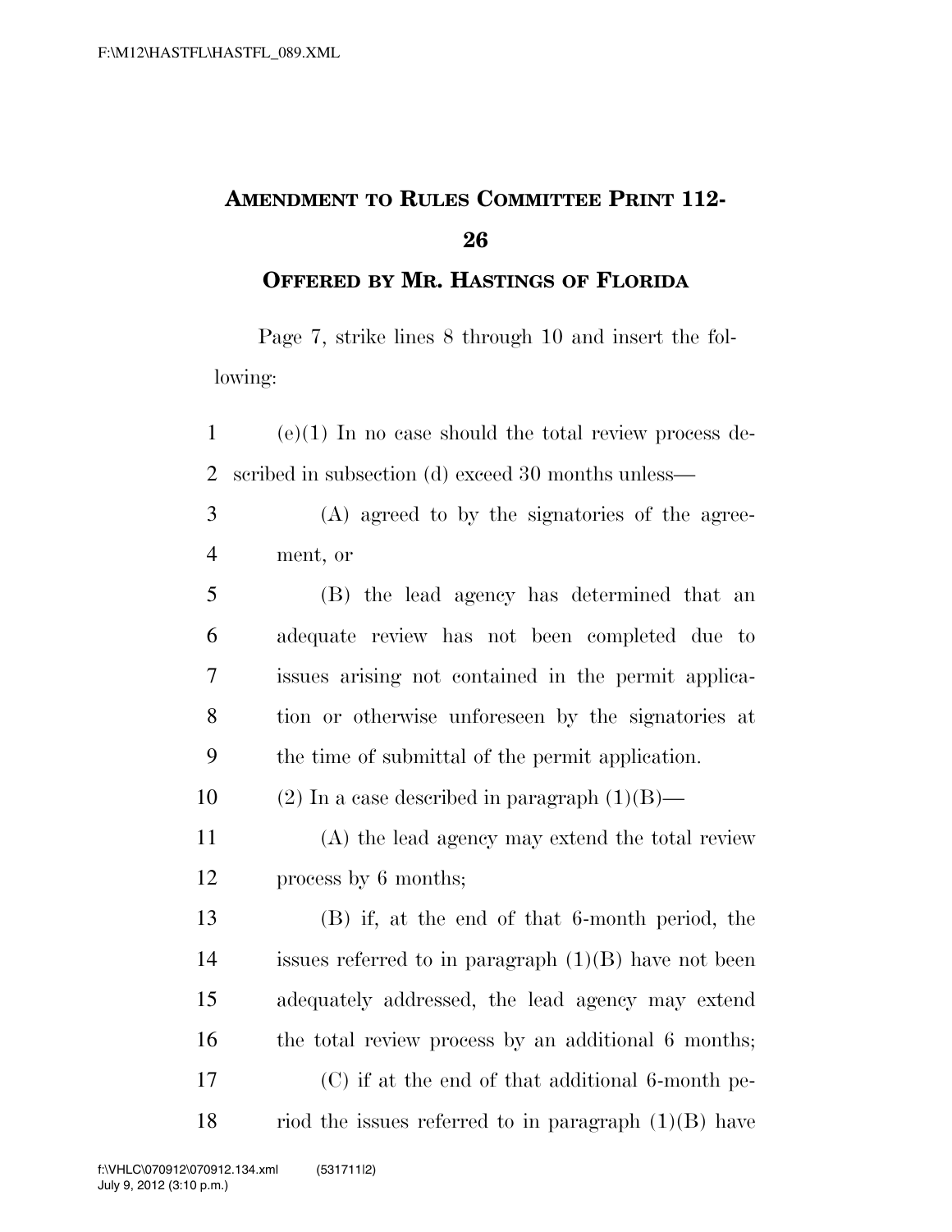# AMENDMENT TO RULES COMMITTEE PRINT 112-26

## OFFERED BY MR. HASTINGS OF FLORIDA

Page 7, strike lines 8 through 10 and insert the following:

(e)(1) In no case should the total review process described in subsection (d) exceed 30 months unless—

(A) agreed to by the signatories of the agreement, or

(B) the lead agency has determined that an adequate review has not been completed due to issues arising not contained in the permit application or otherwise unforeseen by the signatories at the time of submittal of the permit application.

(2) In a case described in paragraph (1)(B)—

(A) the lead agency may extend the total review process by 6 months;

(B) if, at the end of that 6-month period, the issues referred to in paragraph (1)(B) have not been adequately addressed, the lead agency may extend the total review process by an additional 6 months;

(C) if at the end of that additional 6-month period the issues referred to in paragraph (1)(B) have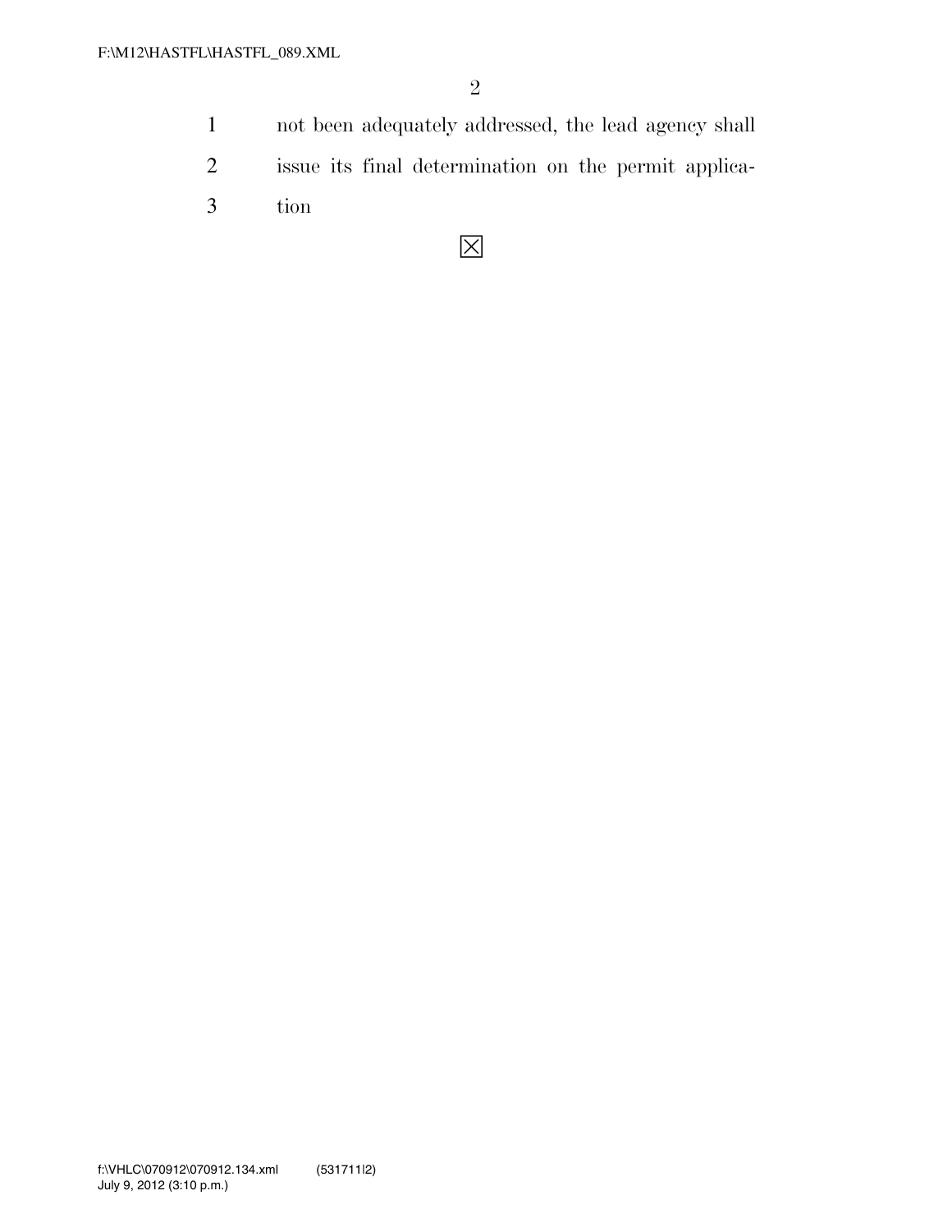not been adequately addressed, the lead agency shall issue its final determination on the permit application